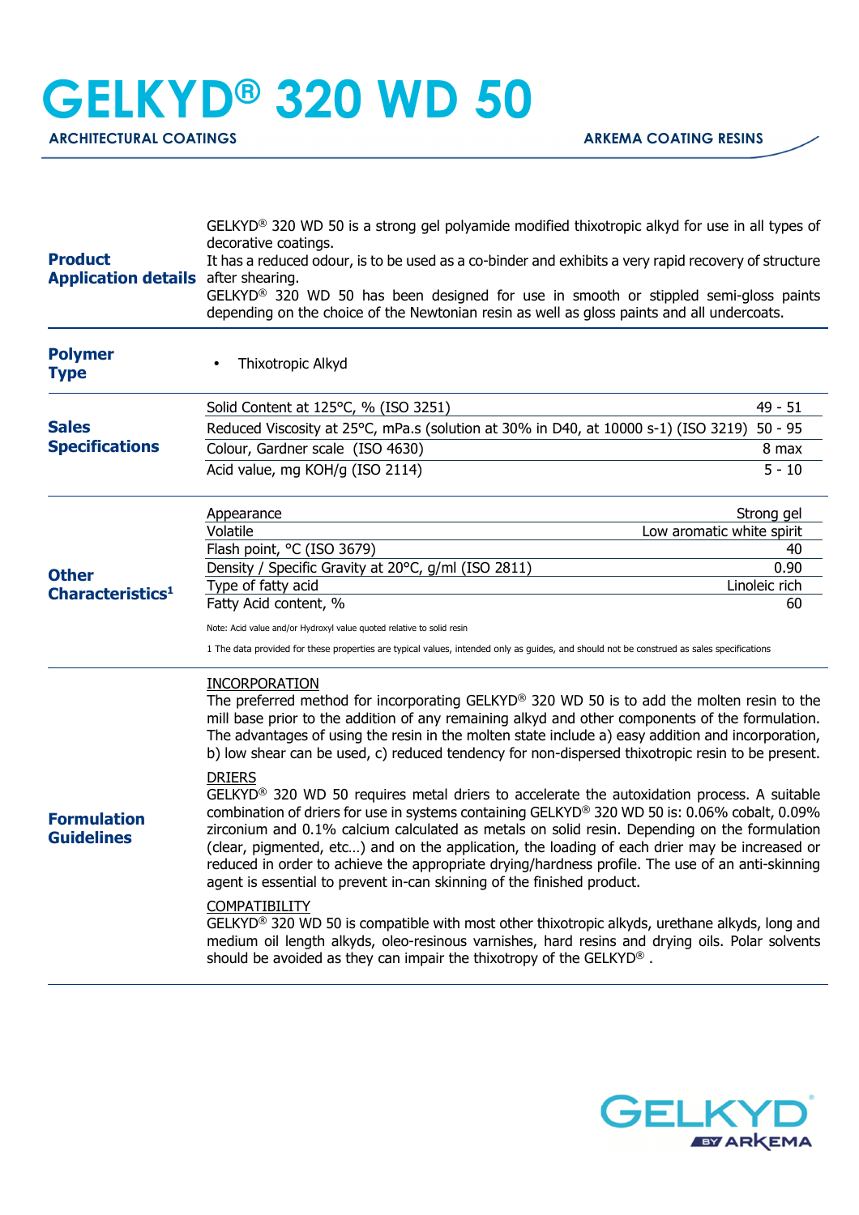# GELKYD® 320 WD 50

**ARCHITECTURAL COATINGS** — **ARKEMA COATING RESINS**

## Product Application details

GELKYD® 320 WD 50 is a strong gel polyamide modified thixotropic alkyd for use in all types of decorative coatings.
It has a reduced odour, is to be used as a co-binder and exhibits a very rapid recovery of structure after shearing.
GELKYD® 320 WD 50 has been designed for use in smooth or stippled semi-gloss paints depending on the choice of the Newtonian resin as well as gloss paints and all undercoats.

## Polymer Type

- Thixotropic Alkyd

## Sales Specifications

| | |
|---|---|
| Solid Content at 125°C, % (ISO 3251) | 49 - 51 |
| Reduced Viscosity at 25°C, mPa.s (solution at 30% in D40, at 10000 s-1) (ISO 3219) | 50 - 95 |
| Colour, Gardner scale (ISO 4630) | 8 max |
| Acid value, mg KOH/g (ISO 2114) | 5 - 10 |

## Other Characteristics[1]

| | |
|---|---|
| Appearance | Strong gel |
| Volatile | Low aromatic white spirit |
| Flash point, °C (ISO 3679) | 40 |
| Density / Specific Gravity at 20°C, g/ml (ISO 2811) | 0.90 |
| Type of fatty acid | Linoleic rich |
| Fatty Acid content, % | 60 |

Note: Acid value and/or Hydroxyl value quoted relative to solid resin

1 The data provided for these properties are typical values, intended only as guides, and should not be construed as sales specifications

## Formulation Guidelines

INCORPORATION
The preferred method for incorporating GELKYD® 320 WD 50 is to add the molten resin to the mill base prior to the addition of any remaining alkyd and other components of the formulation. The advantages of using the resin in the molten state include a) easy addition and incorporation, b) low shear can be used, c) reduced tendency for non-dispersed thixotropic resin to be present.

DRIERS
GELKYD® 320 WD 50 requires metal driers to accelerate the autoxidation process. A suitable combination of driers for use in systems containing GELKYD® 320 WD 50 is: 0.06% cobalt, 0.09% zirconium and 0.1% calcium calculated as metals on solid resin. Depending on the formulation (clear, pigmented, etc…) and on the application, the loading of each drier may be increased or reduced in order to achieve the appropriate drying/hardness profile. The use of an anti-skinning agent is essential to prevent in-can skinning of the finished product.

COMPATIBILITY
GELKYD® 320 WD 50 is compatible with most other thixotropic alkyds, urethane alkyds, long and medium oil length alkyds, oleo-resinous varnishes, hard resins and drying oils. Polar solvents should be avoided as they can impair the thixotropy of the GELKYD® .

GELKYD BY ARKEMA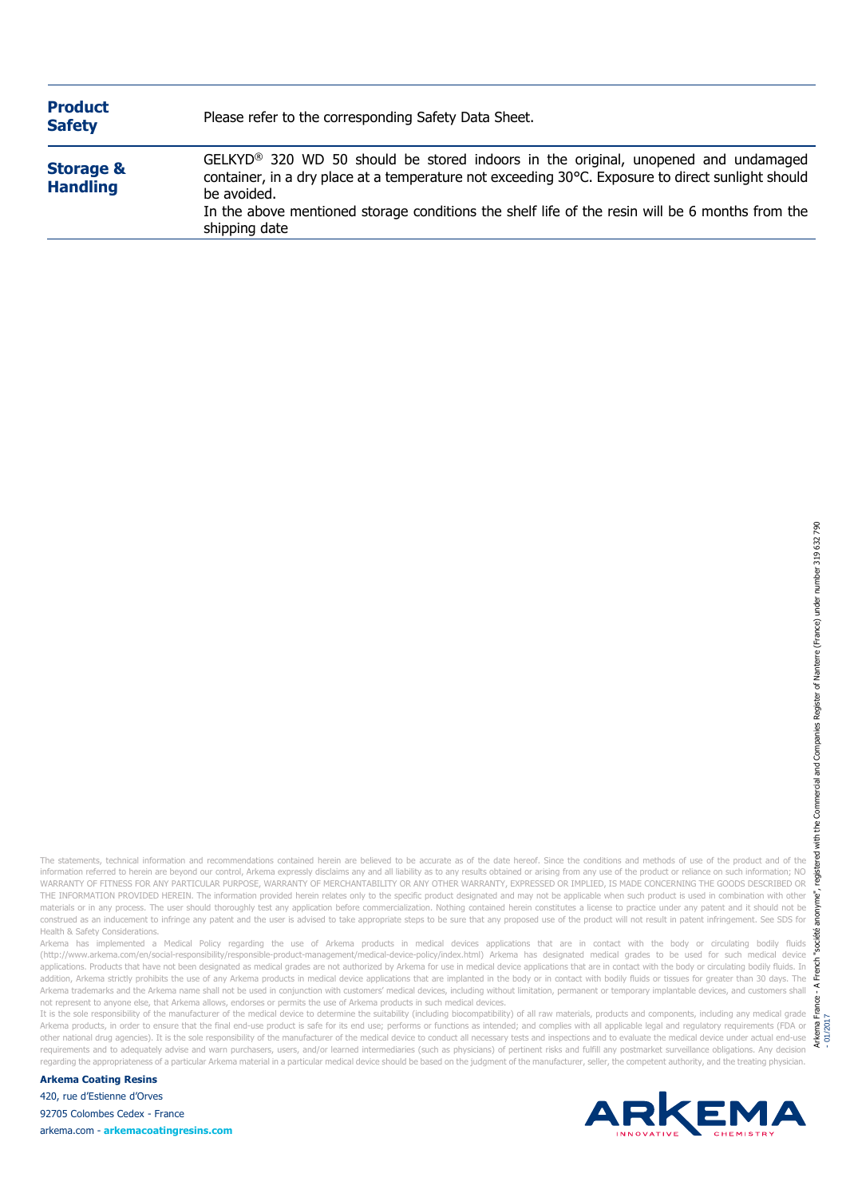| | |
|---|---|
| **Product Safety** | Please refer to the corresponding Safety Data Sheet. |
| **Storage & Handling** | GELKYD® 320 WD 50 should be stored indoors in the original, unopened and undamaged container, in a dry place at a temperature not exceeding 30°C. Exposure to direct sunlight should be avoided.<br>In the above mentioned storage conditions the shelf life of the resin will be 6 months from the shipping date |

The statements, technical information and recommendations contained herein are believed to be accurate as of the date hereof. Since the conditions and methods of use of the product and of the information referred to herein are beyond our control, Arkema expressly disclaims any and all liability as to any results obtained or arising from any use of the product or reliance on such information; NO WARRANTY OF FITNESS FOR ANY PARTICULAR PURPOSE, WARRANTY OF MERCHANTABILITY OR ANY OTHER WARRANTY, EXPRESSED OR IMPLIED, IS MADE CONCERNING THE GOODS DESCRIBED OR THE INFORMATION PROVIDED HEREIN. The information provided herein relates only to the specific product designated and may not be applicable when such product is used in combination with other materials or in any process. The user should thoroughly test any application before commercialization. Nothing contained herein constitutes a license to practice under any patent and it should not be construed as an inducement to infringe any patent and the user is advised to take appropriate steps to be sure that any proposed use of the product will not result in patent infringement. See SDS for Health & Safety Considerations.

Arkema has implemented a Medical Policy regarding the use of Arkema products in medical devices applications that are in contact with the body or circulating bodily fluids (http://www.arkema.com/en/social-responsibility/responsible-product-management/medical-device-policy/index.html) Arkema has designated medical grades to be used for such medical device applications. Products that have not been designated as medical grades are not authorized by Arkema for use in medical device applications that are in contact with the body or circulating bodily fluids. In addition, Arkema strictly prohibits the use of any Arkema products in medical device applications that are implanted in the body or in contact with bodily fluids or tissues for greater than 30 days. The Arkema trademarks and the Arkema name shall not be used in conjunction with customers' medical devices, including without limitation, permanent or temporary implantable devices, and customers shall not represent to anyone else, that Arkema allows, endorses or permits the use of Arkema products in such medical devices.

It is the sole responsibility of the manufacturer of the medical device to determine the suitability (including biocompatibility) of all raw materials, products and components, including any medical grade Arkema products, in order to ensure that the final end-use product is safe for its end use; performs or functions as intended; and complies with all applicable legal and regulatory requirements (FDA or other national drug agencies). It is the sole responsibility of the manufacturer of the medical device to conduct all necessary tests and inspections and to evaluate the medical device under actual end-use requirements and to adequately advise and warn purchasers, users, and/or learned intermediaries (such as physicians) of pertinent risks and fulfill any postmarket surveillance obligations. Any decision regarding the appropriateness of a particular Arkema material in a particular medical device should be based on the judgment of the manufacturer, seller, the competent authority, and the treating physician.

**Arkema Coating Resins**
420, rue d'Estienne d'Orves
92705 Colombes Cedex - France
arkema.com - **arkemacoatingresins.com**

ARKEMA INNOVATIVE CHEMISTRY

Arkema France - A French "société anonyme", registered with the Commercial and Companies Register of Nanterre (France) under number 319 632 790 - 01/2017